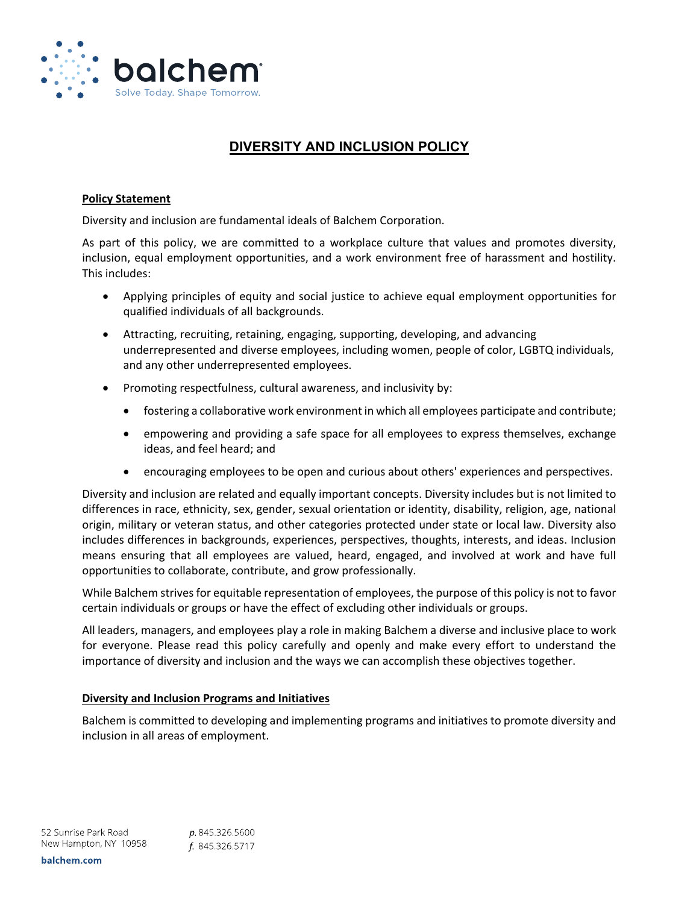# DIVERSITY AND INCLUSION POLICY

**Policy Statement**

Diversity and inclusion are fundamental ideals of Balchem Corporation.

As part of this policy, we are committed to a workplace culture that values and promotes diversity, inclusion, equal employment opportunities, and a work environment free of harassment and hostility. This includes:

- Applying principles of equity and social justice to achieve equal employment opportunities for qualified individuals of all backgrounds.
- Attracting, recruiting, retaining, engaging, supporting, developing, and advancing underrepresented and diverse employees, including women, people of color, LGBTQ individuals, and any other underrepresented employees.
- Promoting respectfulness, cultural awareness, and inclusivity by:
  - fostering a collaborative work environment in which all employees participate and contribute;
  - empowering and providing a safe space for all employees to express themselves, exchange ideas, and feel heard; and
  - encouraging employees to be open and curious about others' experiences and perspectives.

Diversity and inclusion are related and equally important concepts. Diversity includes but is not limited to differences in race, ethnicity, sex, gender, sexual orientation or identity, disability, religion, age, national origin, military or veteran status, and other categories protected under state or local law. Diversity also includes differences in backgrounds, experiences, perspectives, thoughts, interests, and ideas. Inclusion means ensuring that all employees are valued, heard, engaged, and involved at work and have full opportunities to collaborate, contribute, and grow professionally.

While Balchem strives for equitable representation of employees, the purpose of this policy is not to favor certain individuals or groups or have the effect of excluding other individuals or groups.

All leaders, managers, and employees play a role in making Balchem a diverse and inclusive place to work for everyone. Please read this policy carefully and openly and make every effort to understand the importance of diversity and inclusion and the ways we can accomplish these objectives together.

**Diversity and Inclusion Programs and Initiatives**

Balchem is committed to developing and implementing programs and initiatives to promote diversity and inclusion in all areas of employment.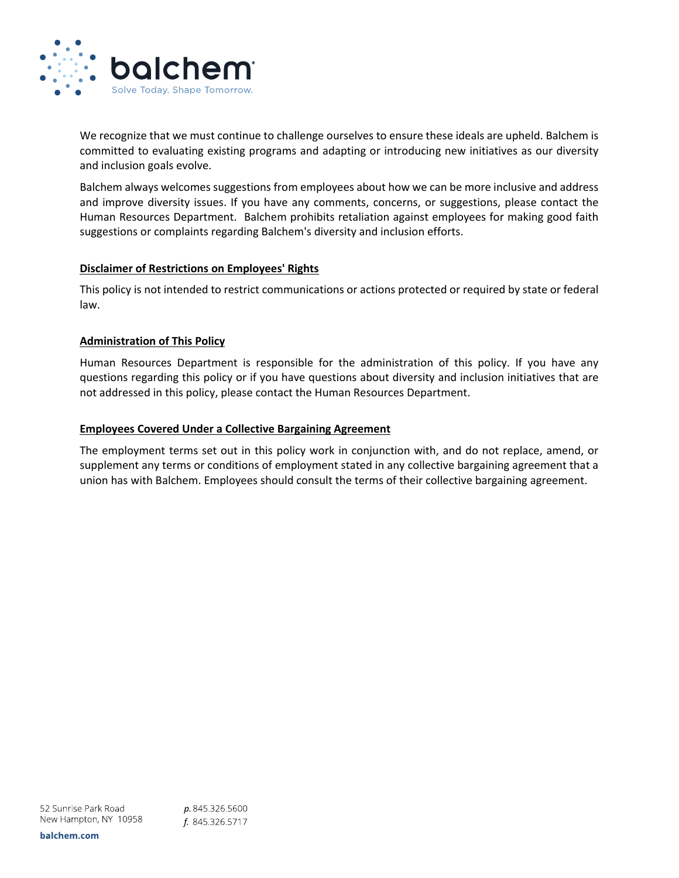We recognize that we must continue to challenge ourselves to ensure these ideals are upheld. Balchem is committed to evaluating existing programs and adapting or introducing new initiatives as our diversity and inclusion goals evolve.

Balchem always welcomes suggestions from employees about how we can be more inclusive and address and improve diversity issues. If you have any comments, concerns, or suggestions, please contact the Human Resources Department. Balchem prohibits retaliation against employees for making good faith suggestions or complaints regarding Balchem's diversity and inclusion efforts.

**Disclaimer of Restrictions on Employees' Rights**

This policy is not intended to restrict communications or actions protected or required by state or federal law.

**Administration of This Policy**

Human Resources Department is responsible for the administration of this policy. If you have any questions regarding this policy or if you have questions about diversity and inclusion initiatives that are not addressed in this policy, please contact the Human Resources Department.

**Employees Covered Under a Collective Bargaining Agreement**

The employment terms set out in this policy work in conjunction with, and do not replace, amend, or supplement any terms or conditions of employment stated in any collective bargaining agreement that a union has with Balchem. Employees should consult the terms of their collective bargaining agreement.